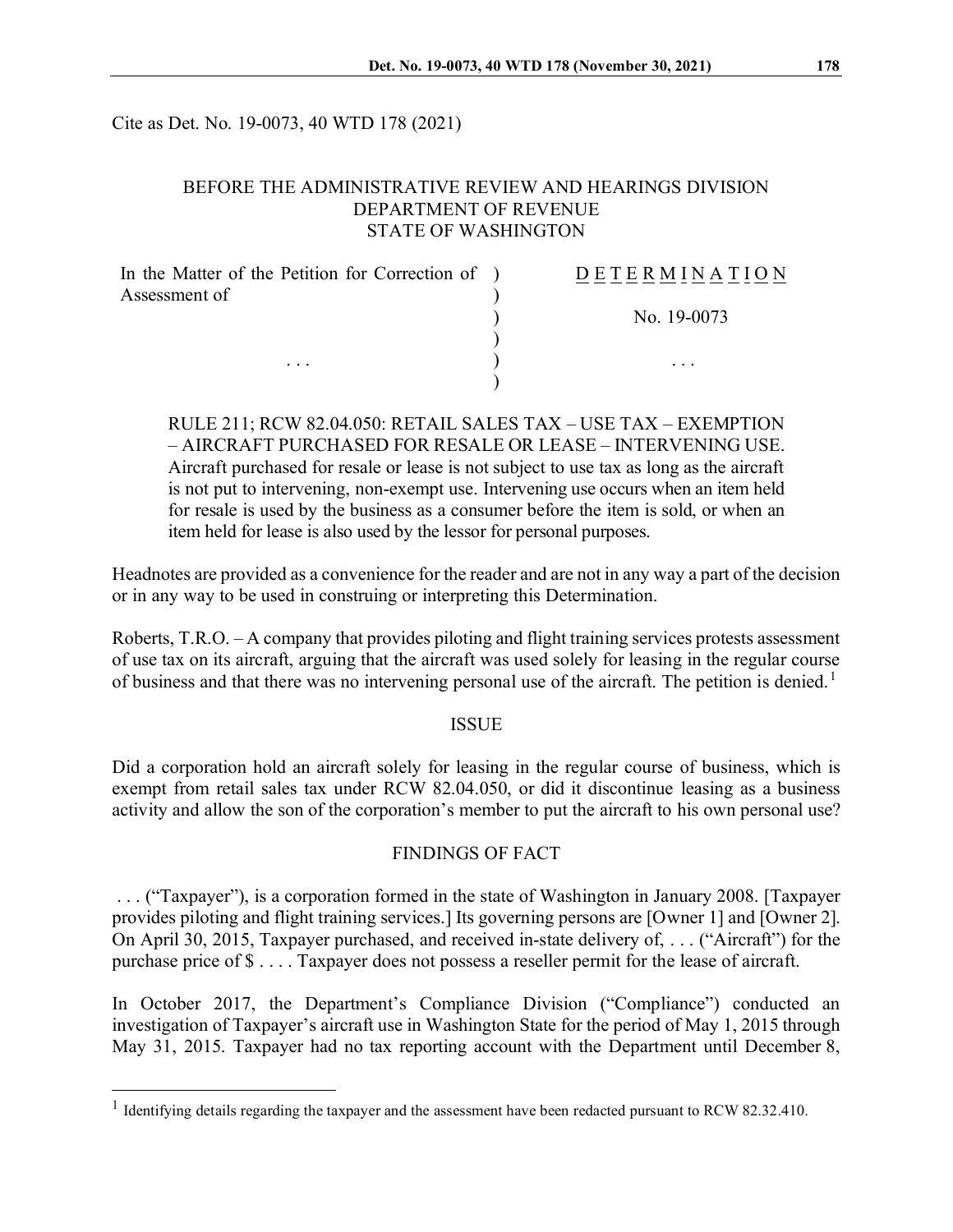Cite as Det. No. 19-0073, 40 WTD 178 (2021)

BEFORE THE ADMINISTRATIVE REVIEW AND HEARINGS DIVISION
DEPARTMENT OF REVENUE
STATE OF WASHINGTON

| In the Matter of the Petition for Correction of Assessment of | D E T E R M I N A T I O N |
|---|---|
| | No. 19-0073 |
| . . . | . . . |

RULE 211; RCW 82.04.050: RETAIL SALES TAX – USE TAX – EXEMPTION – AIRCRAFT PURCHASED FOR RESALE OR LEASE – INTERVENING USE. Aircraft purchased for resale or lease is not subject to use tax as long as the aircraft is not put to intervening, non-exempt use. Intervening use occurs when an item held for resale is used by the business as a consumer before the item is sold, or when an item held for lease is also used by the lessor for personal purposes.

Headnotes are provided as a convenience for the reader and are not in any way a part of the decision or in any way to be used in construing or interpreting this Determination.

Roberts, T.R.O. – A company that provides piloting and flight training services protests assessment of use tax on its aircraft, arguing that the aircraft was used solely for leasing in the regular course of business and that there was no intervening personal use of the aircraft. The petition is denied.[1]

## ISSUE

Did a corporation hold an aircraft solely for leasing in the regular course of business, which is exempt from retail sales tax under RCW 82.04.050, or did it discontinue leasing as a business activity and allow the son of the corporation's member to put the aircraft to his own personal use?

## FINDINGS OF FACT

. . . ("Taxpayer"), is a corporation formed in the state of Washington in January 2008. [Taxpayer provides piloting and flight training services.] Its governing persons are [Owner 1] and [Owner 2]. On April 30, 2015, Taxpayer purchased, and received in-state delivery of, . . . ("Aircraft") for the purchase price of $ . . . . Taxpayer does not possess a reseller permit for the lease of aircraft.

In October 2017, the Department's Compliance Division ("Compliance") conducted an investigation of Taxpayer's aircraft use in Washington State for the period of May 1, 2015 through May 31, 2015. Taxpayer had no tax reporting account with the Department until December 8,

[1] Identifying details regarding the taxpayer and the assessment have been redacted pursuant to RCW 82.32.410.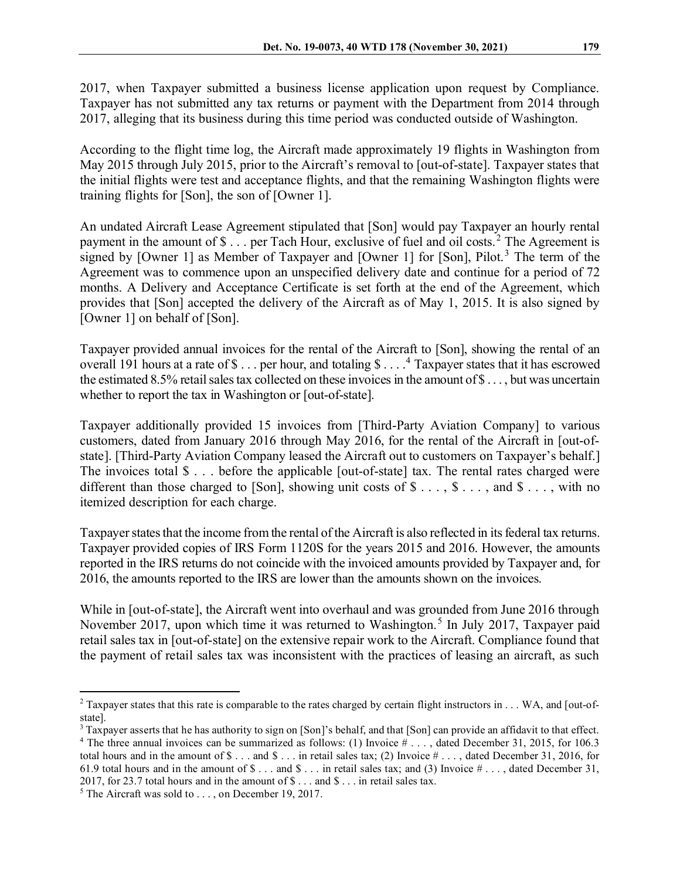2017, when Taxpayer submitted a business license application upon request by Compliance. Taxpayer has not submitted any tax returns or payment with the Department from 2014 through 2017, alleging that its business during this time period was conducted outside of Washington.

According to the flight time log, the Aircraft made approximately 19 flights in Washington from May 2015 through July 2015, prior to the Aircraft's removal to [out-of-state]. Taxpayer states that the initial flights were test and acceptance flights, and that the remaining Washington flights were training flights for [Son], the son of [Owner 1].

An undated Aircraft Lease Agreement stipulated that [Son] would pay Taxpayer an hourly rental payment in the amount of $ . . . per Tach Hour, exclusive of fuel and oil costs.[2] The Agreement is signed by [Owner 1] as Member of Taxpayer and [Owner 1] for [Son], Pilot.[3] The term of the Agreement was to commence upon an unspecified delivery date and continue for a period of 72 months. A Delivery and Acceptance Certificate is set forth at the end of the Agreement, which provides that [Son] accepted the delivery of the Aircraft as of May 1, 2015. It is also signed by [Owner 1] on behalf of [Son].

Taxpayer provided annual invoices for the rental of the Aircraft to [Son], showing the rental of an overall 191 hours at a rate of $ . . . per hour, and totaling $ . . . .[4] Taxpayer states that it has escrowed the estimated 8.5% retail sales tax collected on these invoices in the amount of $ . . . , but was uncertain whether to report the tax in Washington or [out-of-state].

Taxpayer additionally provided 15 invoices from [Third-Party Aviation Company] to various customers, dated from January 2016 through May 2016, for the rental of the Aircraft in [out-of-state]. [Third-Party Aviation Company leased the Aircraft out to customers on Taxpayer's behalf.] The invoices total $ . . . before the applicable [out-of-state] tax. The rental rates charged were different than those charged to [Son], showing unit costs of $ . . . , $ . . . , and $ . . . , with no itemized description for each charge.

Taxpayer states that the income from the rental of the Aircraft is also reflected in its federal tax returns. Taxpayer provided copies of IRS Form 1120S for the years 2015 and 2016. However, the amounts reported in the IRS returns do not coincide with the invoiced amounts provided by Taxpayer and, for 2016, the amounts reported to the IRS are lower than the amounts shown on the invoices.

While in [out-of-state], the Aircraft went into overhaul and was grounded from June 2016 through November 2017, upon which time it was returned to Washington.[5] In July 2017, Taxpayer paid retail sales tax in [out-of-state] on the extensive repair work to the Aircraft. Compliance found that the payment of retail sales tax was inconsistent with the practices of leasing an aircraft, as such

---

[2] Taxpayer states that this rate is comparable to the rates charged by certain flight instructors in . . . WA, and [out-of-state].

[3] Taxpayer asserts that he has authority to sign on [Son]'s behalf, and that [Son] can provide an affidavit to that effect.

[4] The three annual invoices can be summarized as follows: (1) Invoice # . . . , dated December 31, 2015, for 106.3 total hours and in the amount of $ . . . and $ . . . in retail sales tax; (2) Invoice # . . . , dated December 31, 2016, for 61.9 total hours and in the amount of $ . . . and $ . . . in retail sales tax; and (3) Invoice # . . . , dated December 31, 2017, for 23.7 total hours and in the amount of $ . . . and $ . . . in retail sales tax.

[5] The Aircraft was sold to . . . , on December 19, 2017.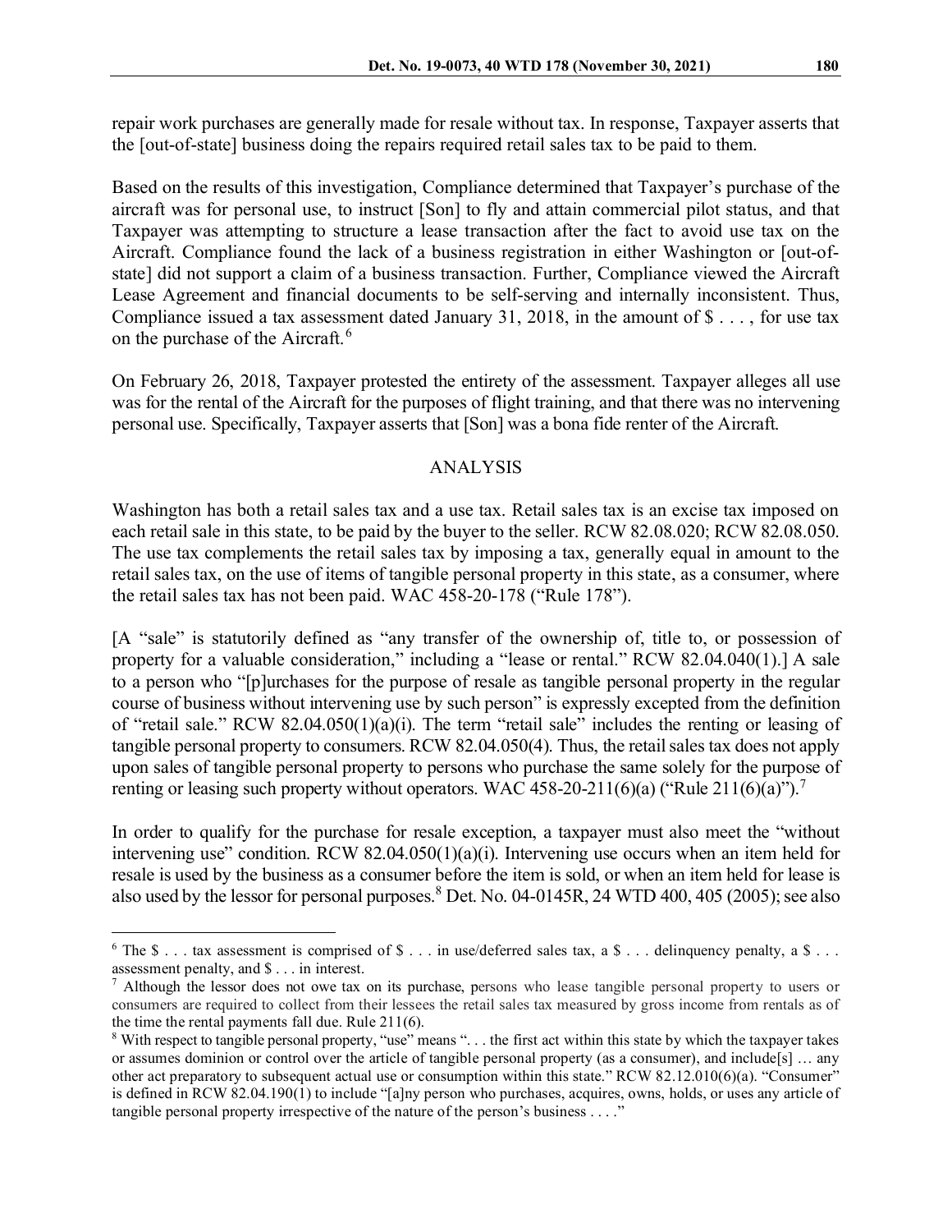repair work purchases are generally made for resale without tax. In response, Taxpayer asserts that the [out-of-state] business doing the repairs required retail sales tax to be paid to them.

Based on the results of this investigation, Compliance determined that Taxpayer's purchase of the aircraft was for personal use, to instruct [Son] to fly and attain commercial pilot status, and that Taxpayer was attempting to structure a lease transaction after the fact to avoid use tax on the Aircraft. Compliance found the lack of a business registration in either Washington or [out-of-state] did not support a claim of a business transaction. Further, Compliance viewed the Aircraft Lease Agreement and financial documents to be self-serving and internally inconsistent. Thus, Compliance issued a tax assessment dated January 31, 2018, in the amount of $ . . . , for use tax on the purchase of the Aircraft.[6]

On February 26, 2018, Taxpayer protested the entirety of the assessment. Taxpayer alleges all use was for the rental of the Aircraft for the purposes of flight training, and that there was no intervening personal use. Specifically, Taxpayer asserts that [Son] was a bona fide renter of the Aircraft.

## ANALYSIS

Washington has both a retail sales tax and a use tax. Retail sales tax is an excise tax imposed on each retail sale in this state, to be paid by the buyer to the seller. RCW 82.08.020; RCW 82.08.050. The use tax complements the retail sales tax by imposing a tax, generally equal in amount to the retail sales tax, on the use of items of tangible personal property in this state, as a consumer, where the retail sales tax has not been paid. WAC 458-20-178 ("Rule 178").

[A "sale" is statutorily defined as "any transfer of the ownership of, title to, or possession of property for a valuable consideration," including a "lease or rental." RCW 82.04.040(1).] A sale to a person who "[p]urchases for the purpose of resale as tangible personal property in the regular course of business without intervening use by such person" is expressly excepted from the definition of "retail sale." RCW 82.04.050(1)(a)(i). The term "retail sale" includes the renting or leasing of tangible personal property to consumers. RCW 82.04.050(4). Thus, the retail sales tax does not apply upon sales of tangible personal property to persons who purchase the same solely for the purpose of renting or leasing such property without operators. WAC 458-20-211(6)(a) ("Rule 211(6)(a)").[7]

In order to qualify for the purchase for resale exception, a taxpayer must also meet the "without intervening use" condition. RCW 82.04.050(1)(a)(i). Intervening use occurs when an item held for resale is used by the business as a consumer before the item is sold, or when an item held for lease is also used by the lessor for personal purposes.[8] Det. No. 04-0145R, 24 WTD 400, 405 (2005); see also

---

[6] The $ . . . tax assessment is comprised of $ . . . in use/deferred sales tax, a $ . . . delinquency penalty, a $ . . . assessment penalty, and $ . . . in interest.

[7] Although the lessor does not owe tax on its purchase, persons who lease tangible personal property to users or consumers are required to collect from their lessees the retail sales tax measured by gross income from rentals as of the time the rental payments fall due. Rule 211(6).

[8] With respect to tangible personal property, "use" means ". . . the first act within this state by which the taxpayer takes or assumes dominion or control over the article of tangible personal property (as a consumer), and include[s] … any other act preparatory to subsequent actual use or consumption within this state." RCW 82.12.010(6)(a). "Consumer" is defined in RCW 82.04.190(1) to include "[a]ny person who purchases, acquires, owns, holds, or uses any article of tangible personal property irrespective of the nature of the person's business . . . ."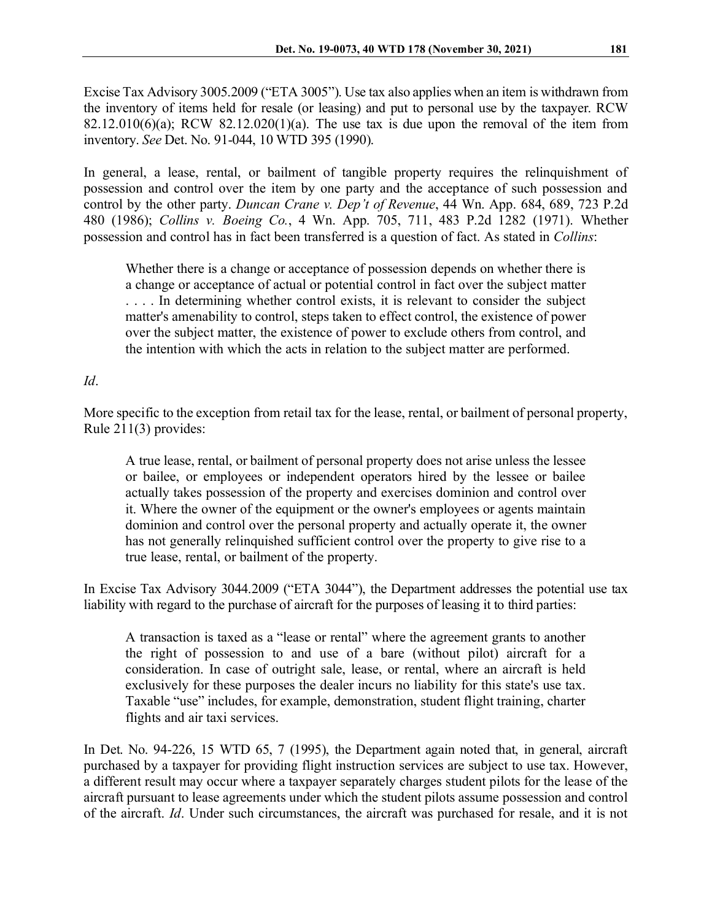Excise Tax Advisory 3005.2009 ("ETA 3005"). Use tax also applies when an item is withdrawn from the inventory of items held for resale (or leasing) and put to personal use by the taxpayer. RCW 82.12.010(6)(a); RCW 82.12.020(1)(a). The use tax is due upon the removal of the item from inventory. *See* Det. No. 91-044, 10 WTD 395 (1990).

In general, a lease, rental, or bailment of tangible property requires the relinquishment of possession and control over the item by one party and the acceptance of such possession and control by the other party. *Duncan Crane v. Dep't of Revenue*, 44 Wn. App. 684, 689, 723 P.2d 480 (1986); *Collins v. Boeing Co.*, 4 Wn. App. 705, 711, 483 P.2d 1282 (1971). Whether possession and control has in fact been transferred is a question of fact. As stated in *Collins*:

> Whether there is a change or acceptance of possession depends on whether there is a change or acceptance of actual or potential control in fact over the subject matter . . . . In determining whether control exists, it is relevant to consider the subject matter's amenability to control, steps taken to effect control, the existence of power over the subject matter, the existence of power to exclude others from control, and the intention with which the acts in relation to the subject matter are performed.

*Id*.

More specific to the exception from retail tax for the lease, rental, or bailment of personal property, Rule 211(3) provides:

> A true lease, rental, or bailment of personal property does not arise unless the lessee or bailee, or employees or independent operators hired by the lessee or bailee actually takes possession of the property and exercises dominion and control over it. Where the owner of the equipment or the owner's employees or agents maintain dominion and control over the personal property and actually operate it, the owner has not generally relinquished sufficient control over the property to give rise to a true lease, rental, or bailment of the property.

In Excise Tax Advisory 3044.2009 ("ETA 3044"), the Department addresses the potential use tax liability with regard to the purchase of aircraft for the purposes of leasing it to third parties:

> A transaction is taxed as a "lease or rental" where the agreement grants to another the right of possession to and use of a bare (without pilot) aircraft for a consideration. In case of outright sale, lease, or rental, where an aircraft is held exclusively for these purposes the dealer incurs no liability for this state's use tax. Taxable "use" includes, for example, demonstration, student flight training, charter flights and air taxi services.

In Det. No. 94-226, 15 WTD 65, 7 (1995), the Department again noted that, in general, aircraft purchased by a taxpayer for providing flight instruction services are subject to use tax. However, a different result may occur where a taxpayer separately charges student pilots for the lease of the aircraft pursuant to lease agreements under which the student pilots assume possession and control of the aircraft. *Id*. Under such circumstances, the aircraft was purchased for resale, and it is not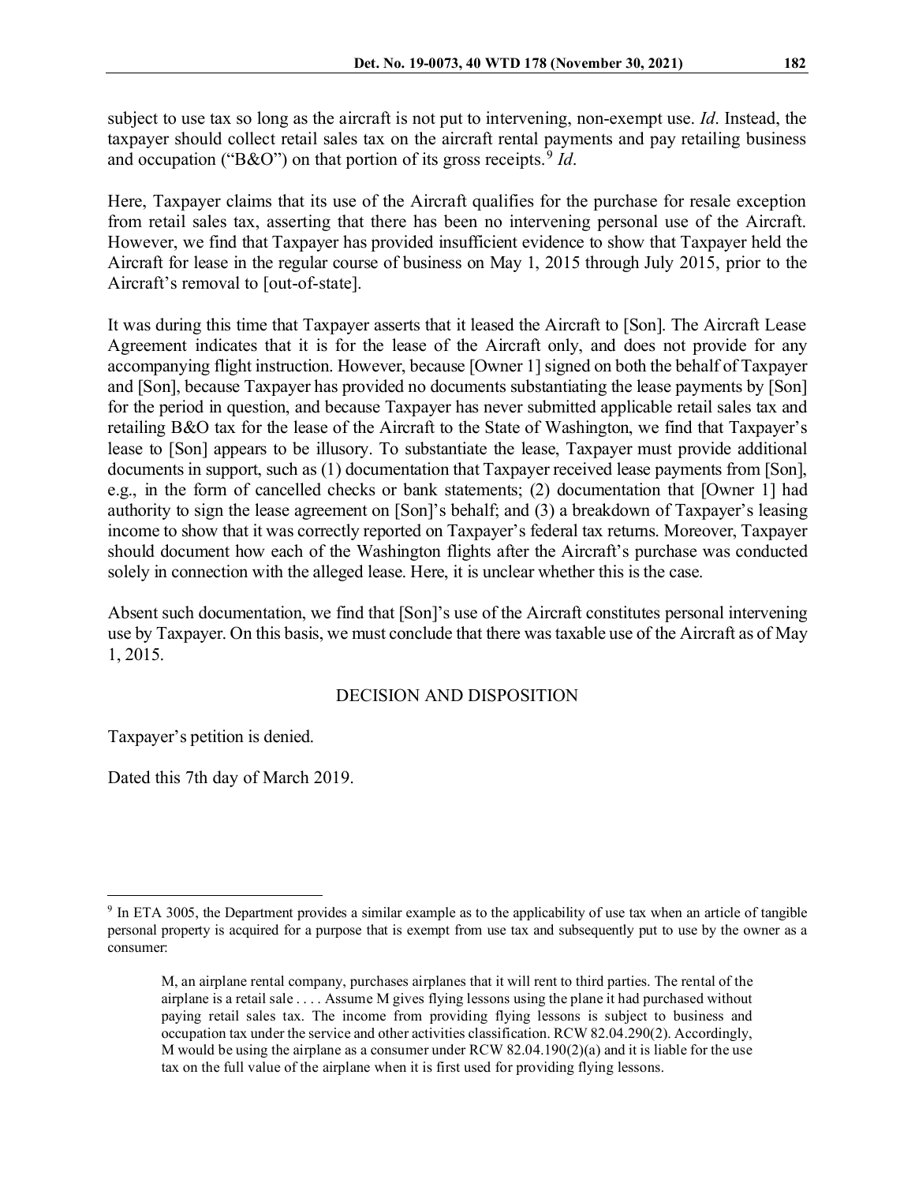subject to use tax so long as the aircraft is not put to intervening, non-exempt use. *Id*. Instead, the taxpayer should collect retail sales tax on the aircraft rental payments and pay retailing business and occupation ("B&O") on that portion of its gross receipts.[9] *Id*.

Here, Taxpayer claims that its use of the Aircraft qualifies for the purchase for resale exception from retail sales tax, asserting that there has been no intervening personal use of the Aircraft. However, we find that Taxpayer has provided insufficient evidence to show that Taxpayer held the Aircraft for lease in the regular course of business on May 1, 2015 through July 2015, prior to the Aircraft's removal to [out-of-state].

It was during this time that Taxpayer asserts that it leased the Aircraft to [Son]. The Aircraft Lease Agreement indicates that it is for the lease of the Aircraft only, and does not provide for any accompanying flight instruction. However, because [Owner 1] signed on both the behalf of Taxpayer and [Son], because Taxpayer has provided no documents substantiating the lease payments by [Son] for the period in question, and because Taxpayer has never submitted applicable retail sales tax and retailing B&O tax for the lease of the Aircraft to the State of Washington, we find that Taxpayer's lease to [Son] appears to be illusory. To substantiate the lease, Taxpayer must provide additional documents in support, such as (1) documentation that Taxpayer received lease payments from [Son], e.g., in the form of cancelled checks or bank statements; (2) documentation that [Owner 1] had authority to sign the lease agreement on [Son]'s behalf; and (3) a breakdown of Taxpayer's leasing income to show that it was correctly reported on Taxpayer's federal tax returns. Moreover, Taxpayer should document how each of the Washington flights after the Aircraft's purchase was conducted solely in connection with the alleged lease. Here, it is unclear whether this is the case.

Absent such documentation, we find that [Son]'s use of the Aircraft constitutes personal intervening use by Taxpayer. On this basis, we must conclude that there was taxable use of the Aircraft as of May 1, 2015.

## DECISION AND DISPOSITION

Taxpayer's petition is denied.

Dated this 7th day of March 2019.

---

[9] In ETA 3005, the Department provides a similar example as to the applicability of use tax when an article of tangible personal property is acquired for a purpose that is exempt from use tax and subsequently put to use by the owner as a consumer:

> M, an airplane rental company, purchases airplanes that it will rent to third parties. The rental of the airplane is a retail sale . . . . Assume M gives flying lessons using the plane it had purchased without paying retail sales tax. The income from providing flying lessons is subject to business and occupation tax under the service and other activities classification. RCW 82.04.290(2). Accordingly, M would be using the airplane as a consumer under RCW 82.04.190(2)(a) and it is liable for the use tax on the full value of the airplane when it is first used for providing flying lessons.